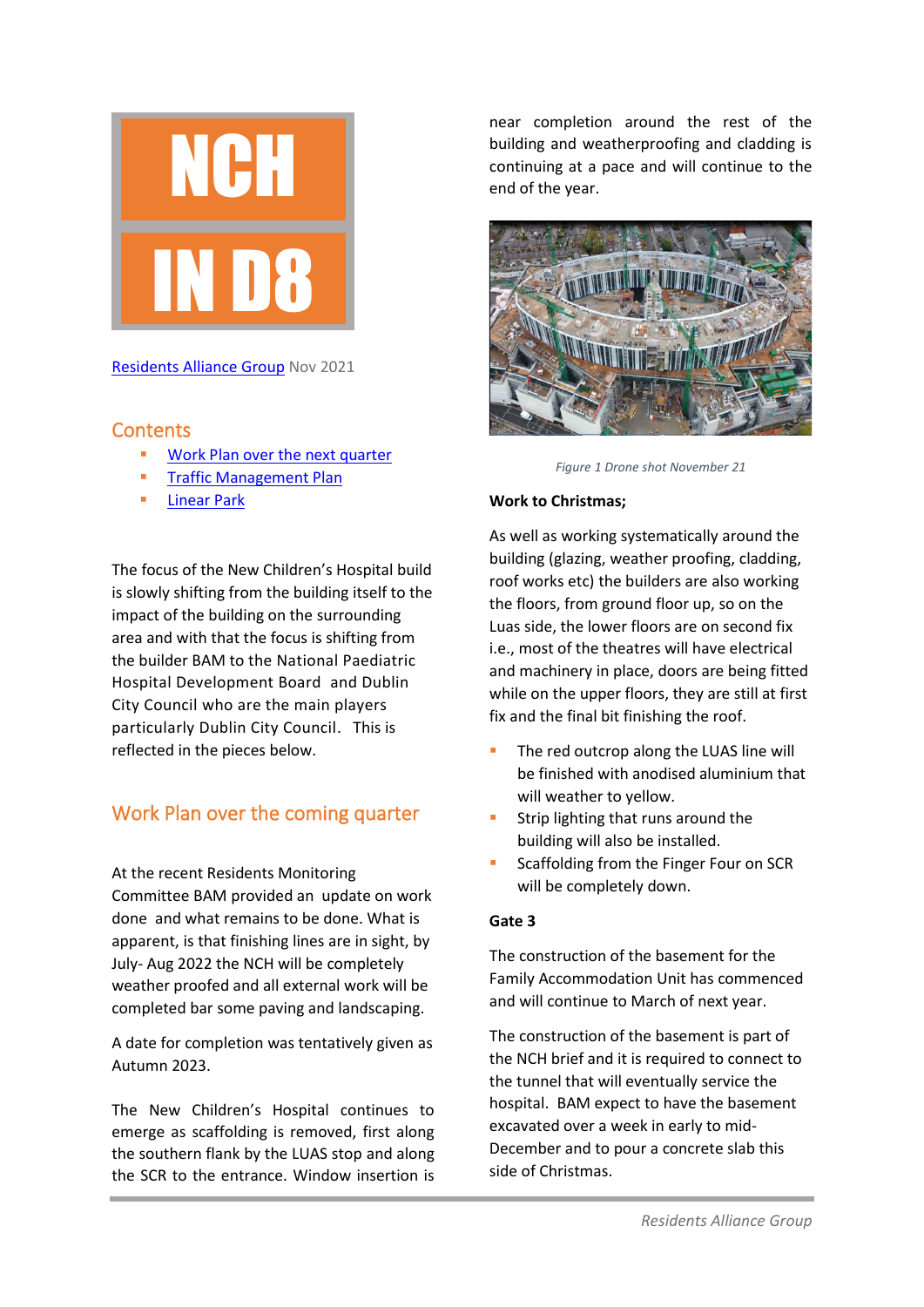# NCH IN D8

Residents Alliance Group Nov 2021

## Contents

- Work Plan over the next quarter
- Traffic Management Plan
- Linear Park

The focus of the New Children's Hospital build is slowly shifting from the building itself to the impact of the building on the surrounding area and with that the focus is shifting from the builder BAM to the National Paediatric Hospital Development Board and Dublin City Council who are the main players particularly Dublin City Council. This is reflected in the pieces below.

## Work Plan over the coming quarter

At the recent Residents Monitoring Committee BAM provided an update on work done and what remains to be done. What is apparent, is that finishing lines are in sight, by July- Aug 2022 the NCH will be completely weather proofed and all external work will be completed bar some paving and landscaping.

A date for completion was tentatively given as Autumn 2023.

The New Children's Hospital continues to emerge as scaffolding is removed, first along the southern flank by the LUAS stop and along the SCR to the entrance. Window insertion is near completion around the rest of the building and weatherproofing and cladding is continuing at a pace and will continue to the end of the year.

*Figure 1 Drone shot November 21*

**Work to Christmas;**

As well as working systematically around the building (glazing, weather proofing, cladding, roof works etc) the builders are also working the floors, from ground floor up, so on the Luas side, the lower floors are on second fix i.e., most of the theatres will have electrical and machinery in place, doors are being fitted while on the upper floors, they are still at first fix and the final bit finishing the roof.

- The red outcrop along the LUAS line will be finished with anodised aluminium that will weather to yellow.
- Strip lighting that runs around the building will also be installed.
- Scaffolding from the Finger Four on SCR will be completely down.

**Gate 3**

The construction of the basement for the Family Accommodation Unit has commenced and will continue to March of next year.

The construction of the basement is part of the NCH brief and it is required to connect to the tunnel that will eventually service the hospital. BAM expect to have the basement excavated over a week in early to mid-December and to pour a concrete slab this side of Christmas.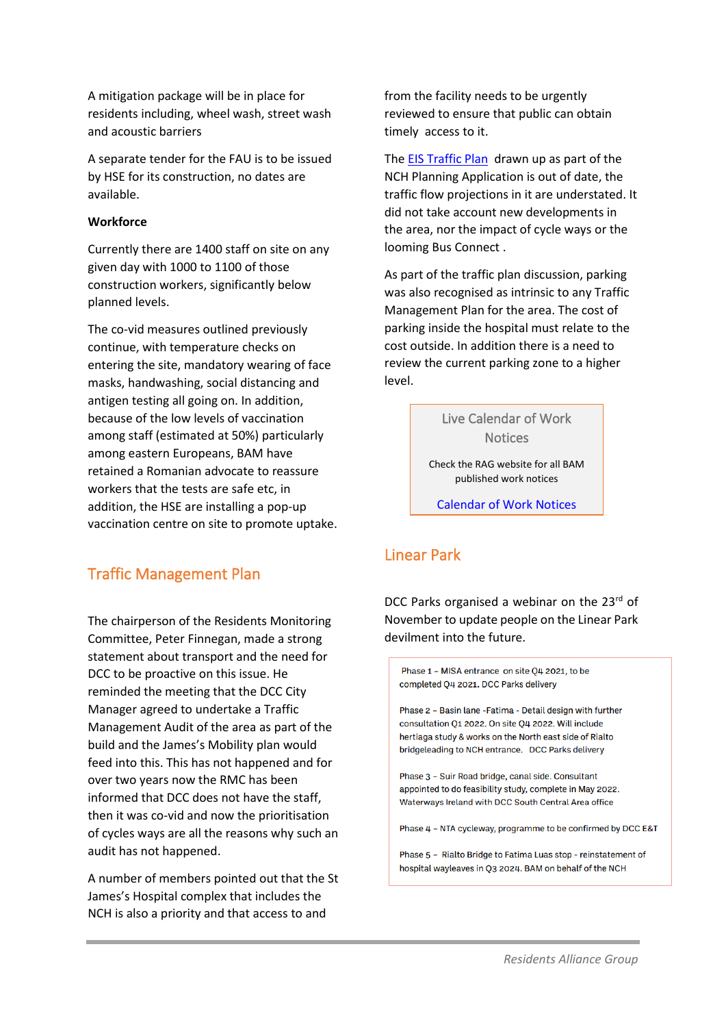A mitigation package will be in place for residents including, wheel wash, street wash and acoustic barriers

A separate tender for the FAU is to be issued by HSE for its construction, no dates are available.

**Workforce**

Currently there are 1400 staff on site on any given day with 1000 to 1100 of those construction workers, significantly below planned levels.

The co-vid measures outlined previously continue, with temperature checks on entering the site, mandatory wearing of face masks, handwashing, social distancing and antigen testing all going on. In addition, because of the low levels of vaccination among staff (estimated at 50%) particularly among eastern Europeans, BAM have retained a Romanian advocate to reassure workers that the tests are safe etc, in addition, the HSE are installing a pop-up vaccination centre on site to promote uptake.

## Traffic Management Plan

The chairperson of the Residents Monitoring Committee, Peter Finnegan, made a strong statement about transport and the need for DCC to be proactive on this issue. He reminded the meeting that the DCC City Manager agreed to undertake a Traffic Management Audit of the area as part of the build and the James's Mobility plan would feed into this. This has not happened and for over two years now the RMC has been informed that DCC does not have the staff, then it was co-vid and now the prioritisation of cycles ways are all the reasons why such an audit has not happened.

A number of members pointed out that the St James's Hospital complex that includes the NCH is also a priority and that access to and from the facility needs to be urgently reviewed to ensure that public can obtain timely access to it.

The EIS Traffic Plan drawn up as part of the NCH Planning Application is out of date, the traffic flow projections in it are understated. It did not take account new developments in the area, nor the impact of cycle ways or the looming Bus Connect .

As part of the traffic plan discussion, parking was also recognised as intrinsic to any Traffic Management Plan for the area. The cost of parking inside the hospital must relate to the cost outside. In addition there is a need to review the current parking zone to a higher level.

> **Live Calendar of Work Notices**
>
> Check the RAG website for all BAM published work notices
>
> Calendar of Work Notices

## Linear Park

DCC Parks organised a webinar on the 23rd of November to update people on the Linear Park devilment into the future.

> Phase 1 – MISA entrance on site Q4 2021, to be completed Q4 2021. DCC Parks delivery
>
> Phase 2 – Basin lane -Fatima - Detail design with further consultation Q1 2022. On site Q4 2022. Will include hertiaga study & works on the North east side of Rialto bridgeleading to NCH entrance. DCC Parks delivery
>
> Phase 3 – Suir Road bridge, canal side. Consultant appointed to do feasibility study, complete in May 2022. Waterways Ireland with DCC South Central Area office
>
> Phase 4 – NTA cycleway, programme to be confirmed by DCC E&T
>
> Phase 5 – Rialto Bridge to Fatima Luas stop - reinstatement of hospital wayleaves in Q3 2024. BAM on behalf of the NCH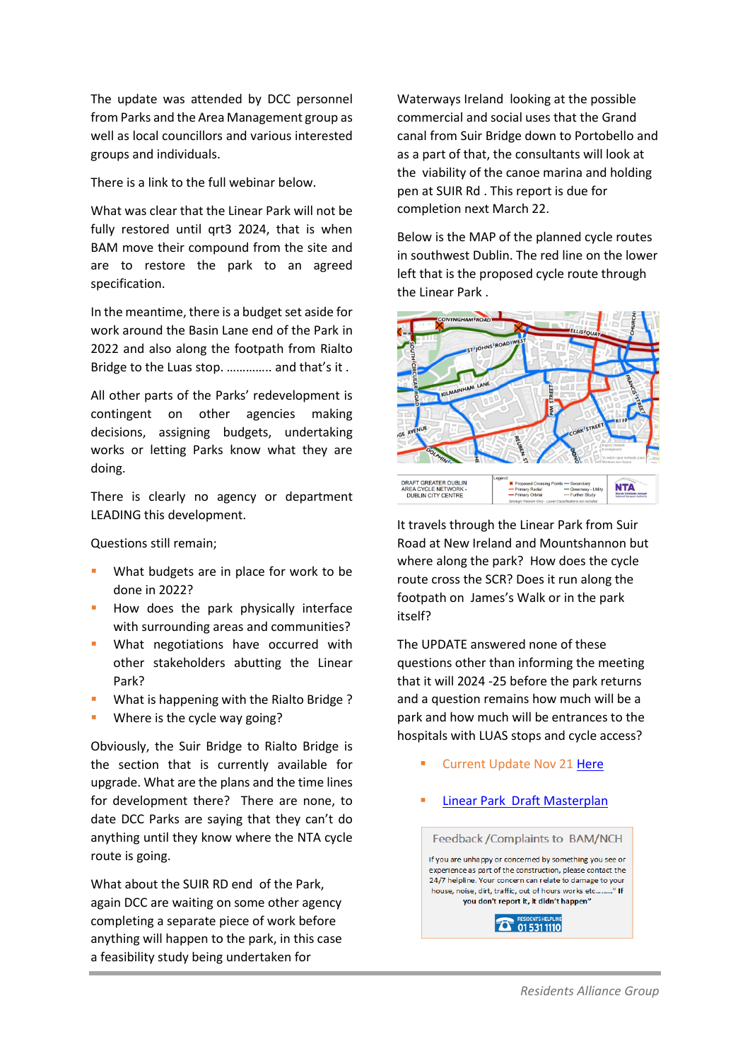The update was attended by DCC personnel from Parks and the Area Management group as well as local councillors and various interested groups and individuals.

There is a link to the full webinar below.

What was clear that the Linear Park will not be fully restored until qrt3 2024, that is when BAM move their compound from the site and are to restore the park to an agreed specification.

In the meantime, there is a budget set aside for work around the Basin Lane end of the Park in 2022 and also along the footpath from Rialto Bridge to the Luas stop. …………. and that's it .

All other parts of the Parks' redevelopment is contingent on other agencies making decisions, assigning budgets, undertaking works or letting Parks know what they are doing.

There is clearly no agency or department LEADING this development.

Questions still remain;

- What budgets are in place for work to be done in 2022?
- How does the park physically interface with surrounding areas and communities?
- What negotiations have occurred with other stakeholders abutting the Linear Park?
- What is happening with the Rialto Bridge ?
- Where is the cycle way going?

Obviously, the Suir Bridge to Rialto Bridge is the section that is currently available for upgrade. What are the plans and the time lines for development there? There are none, to date DCC Parks are saying that they can't do anything until they know where the NTA cycle route is going.

What about the SUIR RD end of the Park, again DCC are waiting on some other agency completing a separate piece of work before anything will happen to the park, in this case a feasibility study being undertaken for Waterways Ireland looking at the possible commercial and social uses that the Grand canal from Suir Bridge down to Portobello and as a part of that, the consultants will look at the viability of the canoe marina and holding pen at SUIR Rd . This report is due for completion next March 22.

Below is the MAP of the planned cycle routes in southwest Dublin. The red line on the lower left that is the proposed cycle route through the Linear Park .

CONYNGHAM ROAD
ELLIS QUAY
CHURCH
SOUTH CIRCULAR ROAD
ST. JOHNS ROAD WEST
KILMAINHAM LANE
FRANCIS STREET
PIM STREET
CORK STREET
R110
AVENUE
DOLPHIN
REUBEN ST
DRAFT GREATER DUBLIN AREA CYCLE NETWORK - DUBLIN CITY CENTRE
Legend: Proposed Crossing Points, Primary Radial, Primary Orbital, Secondary, Greenway - Utility, Further Study
NTA

It travels through the Linear Park from Suir Road at New Ireland and Mountshannon but where along the park? How does the cycle route cross the SCR? Does it run along the footpath on James's Walk or in the park itself?

The UPDATE answered none of these questions other than informing the meeting that it will 2024 -25 before the park returns and a question remains how much will be a park and how much will be entrances to the hospitals with LUAS stops and cycle access?

- Current Update Nov 21 Here
- Linear Park Draft Masterplan

**Feedback /Complaints to BAM/NCH**

If you are unhappy or concerned by something you see or experience as part of the construction, please contact the 24/7 helpline. Your concern can relate to damage to your house, noise, dirt, traffic, out of hours works etc……." **If you don't report it, it didn't happen"**

RESIDENTS HELPLINE 01 531 1110